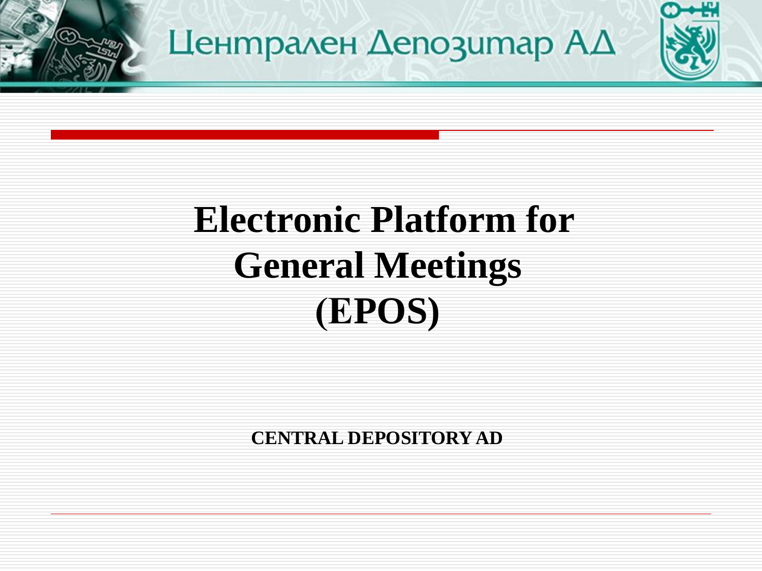Централен Депозитар АД

# Electronic Platform for General Meetings (EPOS)

**CENTRAL DEPOSITORY AD**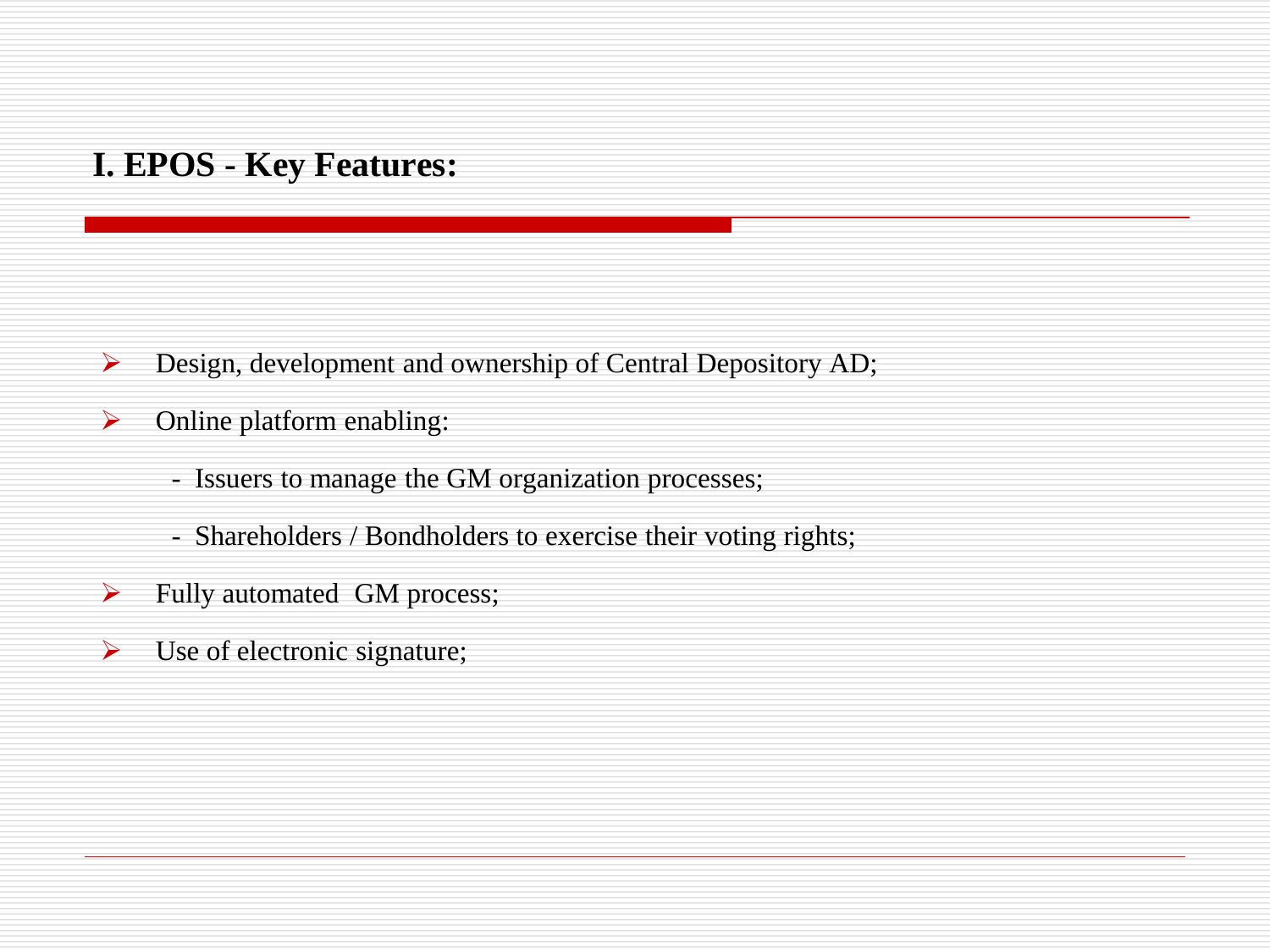## I. EPOS - Key Features:

- Design, development and ownership of Central Depository AD;
- Online platform enabling:
  - Issuers to manage the GM organization processes;
  - Shareholders / Bondholders to exercise their voting rights;
- Fully automated GM process;
- Use of electronic signature;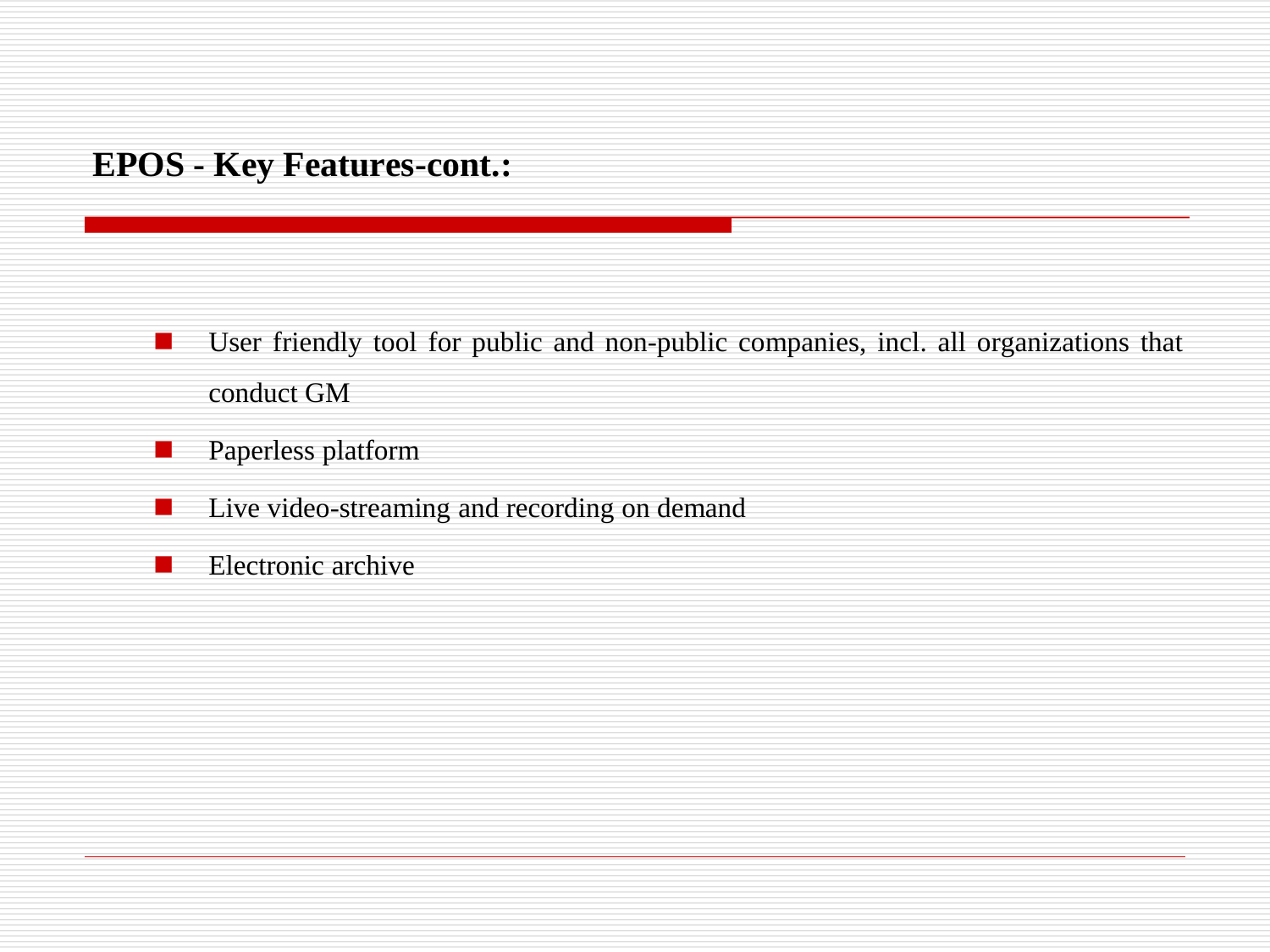## EPOS - Key Features-cont.:

- User friendly tool for public and non-public companies, incl. all organizations that conduct GM
- Paperless platform
- Live video-streaming and recording on demand
- Electronic archive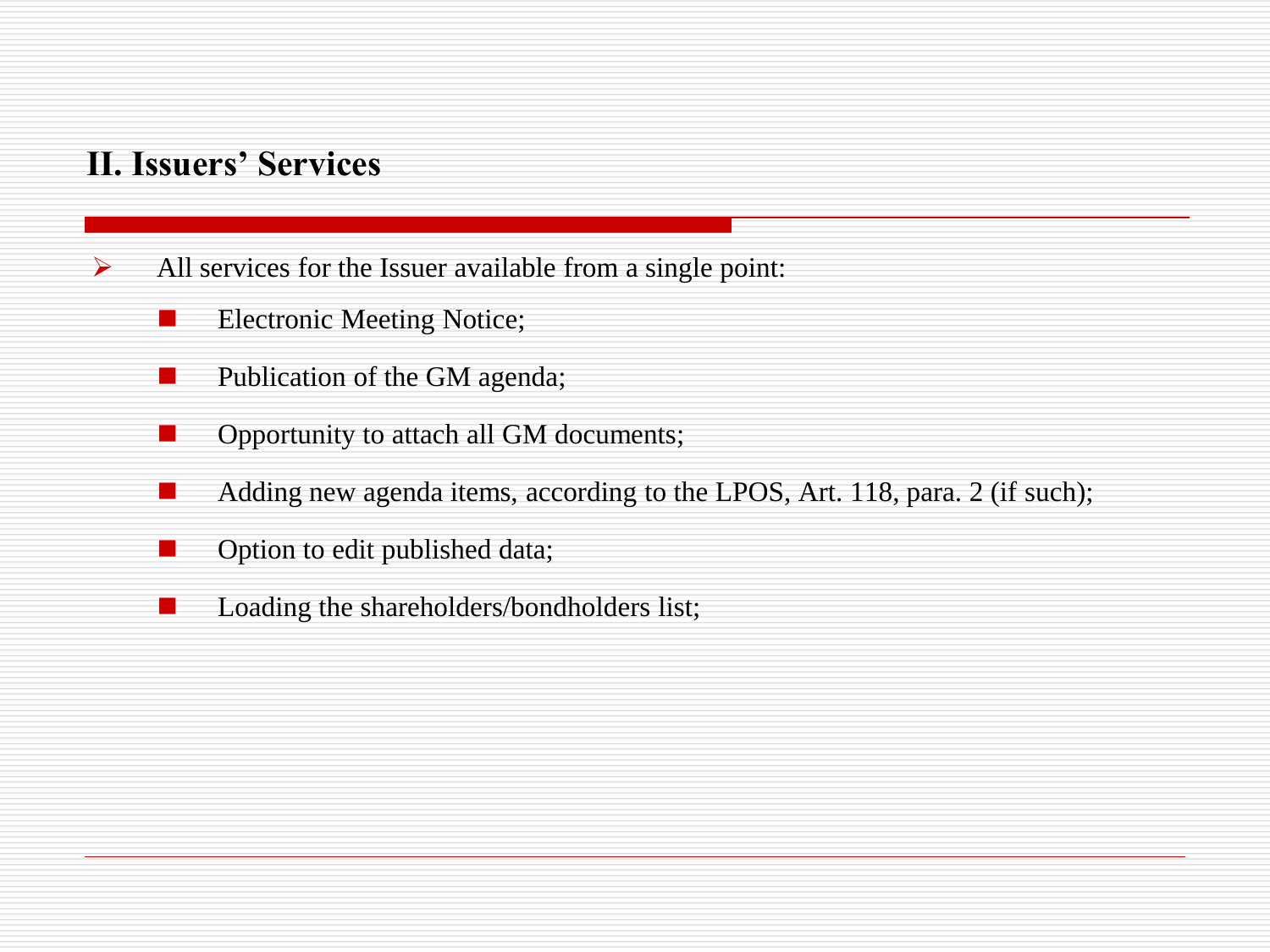## II. Issuers' Services

- All services for the Issuer available from a single point:
  - Electronic Meeting Notice;
  - Publication of the GM agenda;
  - Opportunity to attach all GM documents;
  - Adding new agenda items, according to the LPOS, Art. 118, para. 2 (if such);
  - Option to edit published data;
  - Loading the shareholders/bondholders list;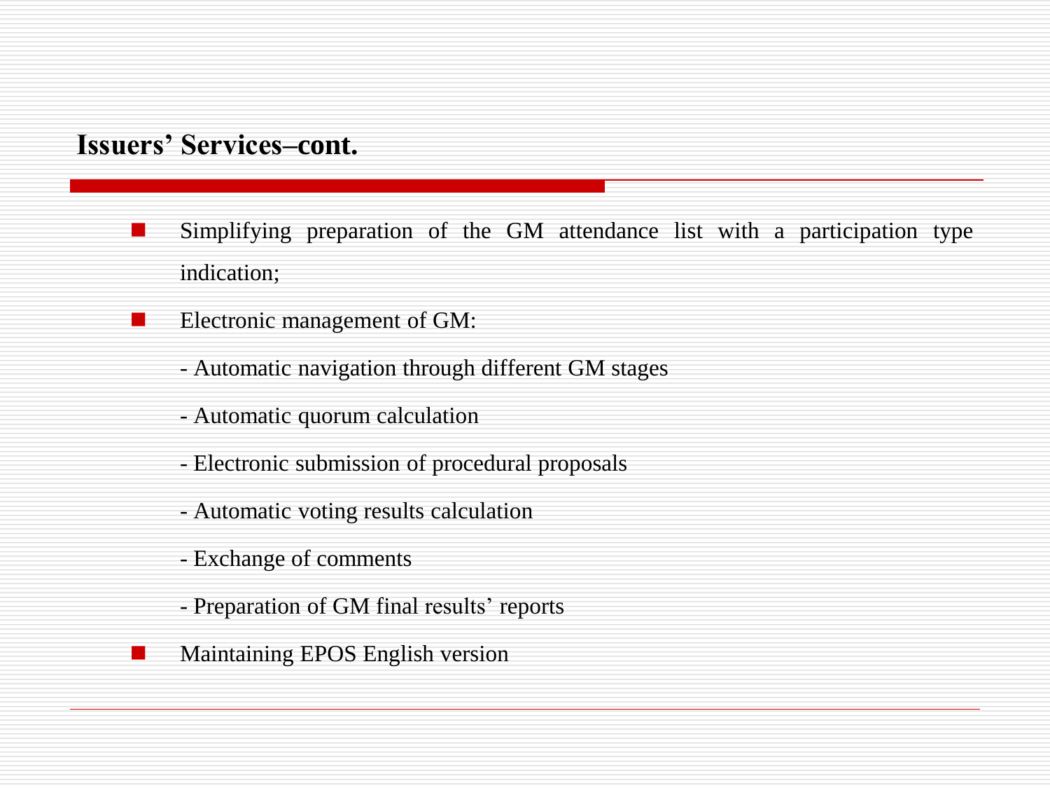## Issuers' Services–cont.

- Simplifying preparation of the GM attendance list with a participation type indication;
- Electronic management of GM:

  - Automatic navigation through different GM stages

  - Automatic quorum calculation

  - Electronic submission of procedural proposals

  - Automatic voting results calculation

  - Exchange of comments

  - Preparation of GM final results' reports
- Maintaining EPOS English version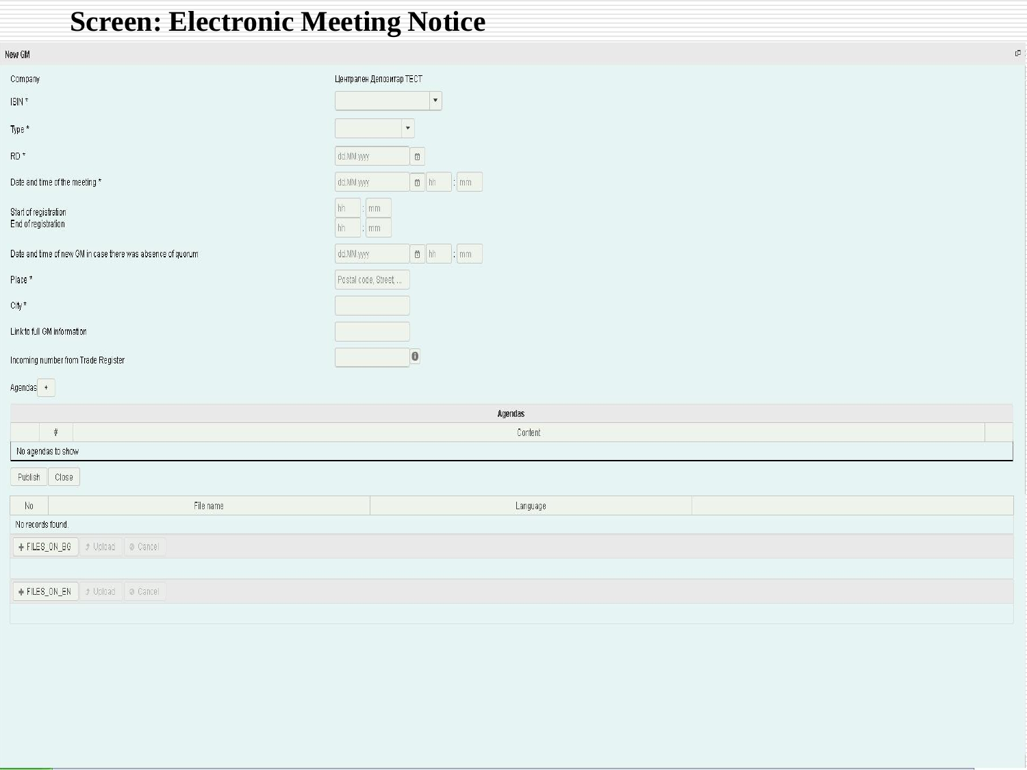# Screen: Electronic Meeting Notice

New GM

| | |
|---|---|
| Company | Централен Депозитар ТЕСТ |
| ISIN * | |
| Type * | |
| RD * | dd.MM.yyyy |
| Date and time of the meeting * | dd.MM.yyyy hh : mm |
| Start of registration | hh : mm |
| End of registration | hh : mm |
| Date and time of new GM in case there was absence of quorum | dd.MM.yyyy hh : mm |
| Place * | Postal code, Street, ... |
| City * | |
| Link to full GM information | |
| Incoming number from Trade Register | |

Agendas +

| Agendas | | | |
|---|---|---|---|
| | # | Content | |
| No agendas to show | | | |

Publish Close

| No | File name | Language | |
|---|---|---|---|
| No records found. | | | |

+ FILES_ON_BG Upload Cancel

+ FILES_ON_EN Upload Cancel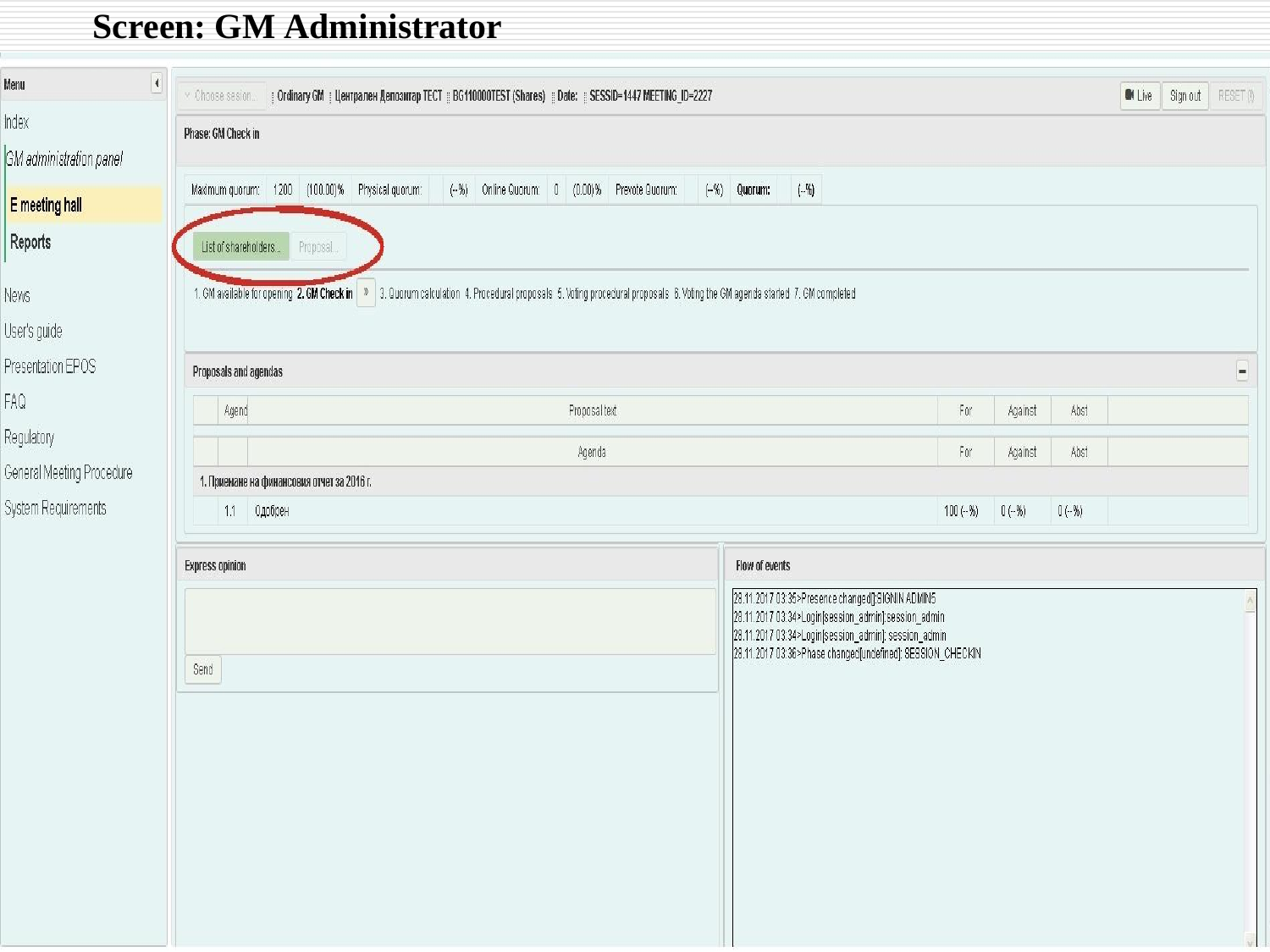# Screen: GM Administrator

**Menu**

- Index
- *GM administration panel*
  - **E meeting hall**
  - **Reports**
- News
- User's guide
- Presentation EPOS
- FAQ
- Regulatory
- General Meeting Procedure
- System Requirements

Choose sesion... | **Ordinary GM** | **Централен Депозитар ТЕСТ** | **BG110000TEST (Shares)** | **Date:** | **SESSID=1447 MEETING_ID=2227**

Live | Sign out | RESET ()

Phase: GM Check in

| Maximum quorum: | 1200 | (100.00)% | Physical quorum: | (--%) | Online Quorum: | 0 | (0.00)% | Prevote Quorum: | (--%) | **Quorum:** | (--%) |
|---|---|---|---|---|---|---|---|---|---|---|---|

List of shareholders... | Proposal...

1. GM available for opening **2. GM Check in** » 3. Quorum calculation 4. Procedural proposals 5. Voting procedural proposals 6. Voting the GM agenda started 7. GM completed

Proposals and agendas

| | Agend | Proposal text | For | Against | Abst |
|---|---|---|---|---|---|
| | | Agenda | For | Against | Abst |
| 1. Приемане на финансовия отчет за 2016 г. | | | | | |
| | 1.1 | Одобрен | 100 (--%) | 0 (--%) | 0 (--%) |

**Express opinion**

Send

**Flow of events**

28.11.2017 03:35>Presence changed[]:SIGNIN ADMINS
28.11.2017 03:34>Login[session_admin]:session_admin
28.11.2017 03:34>Login[session_admin]: session_admin
28.11.2017 03:36>Phase changed[undefined]: SESSION_CHECKIN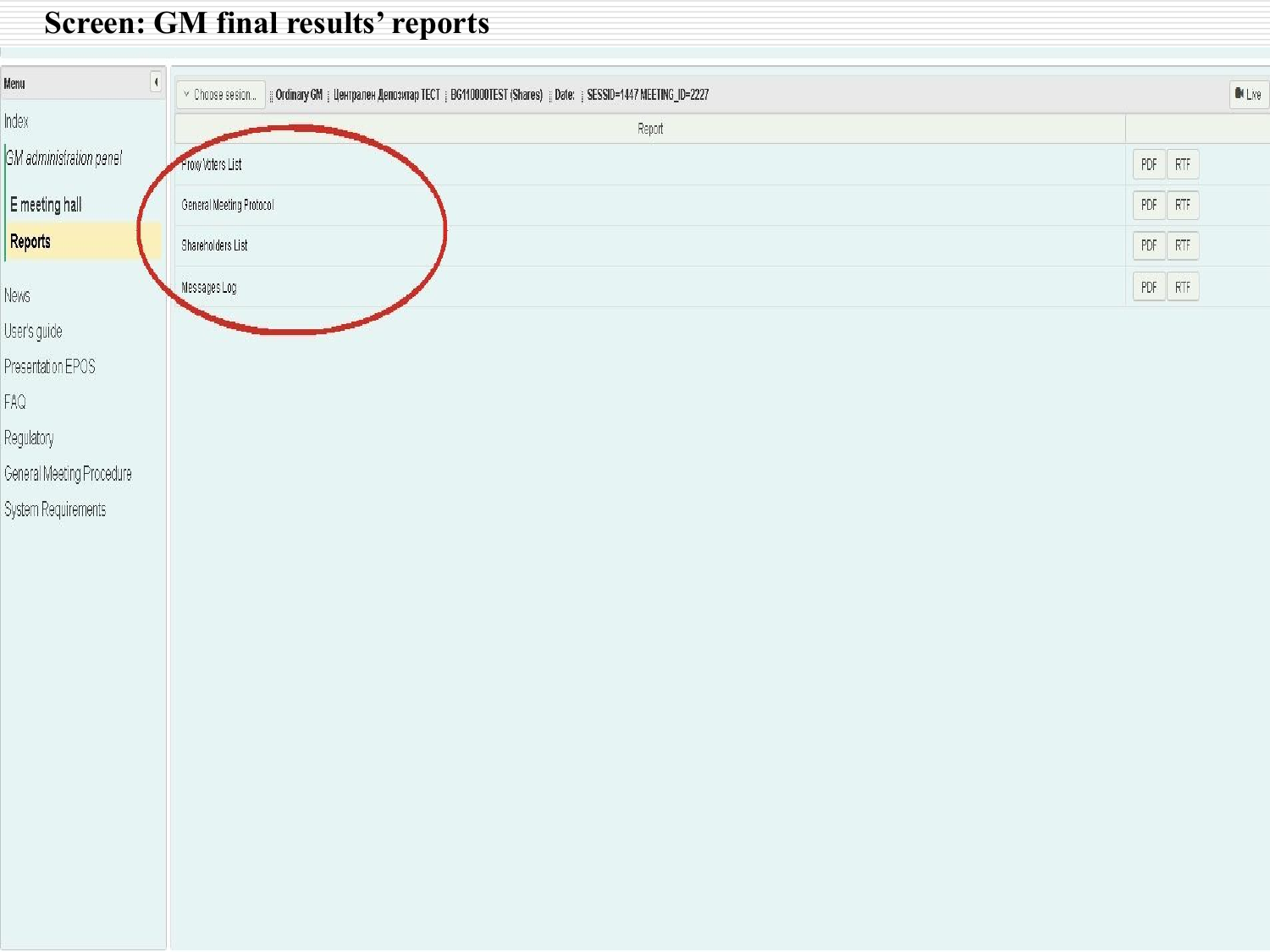# Screen: GM final results' reports

Menu

- Index
- GM administration panel
  - E meeting hall
  - Reports
- News
- User's guide
- Presentation EPOS
- FAQ
- Regulatory
- General Meeting Procedure
- System Requirements

Choose sesion... | Ordinary GM | Централен Депозитар ТЕСТ | BG110000TEST (Shares) | Date: | SESSID=1447 MEETING_ID=2227 | Live

| Report | |
|---|---|
| Proxy Voters List | PDF RTF |
| General Meeting Protocol | PDF RTF |
| Shareholders List | PDF RTF |
| Messages Log | PDF RTF |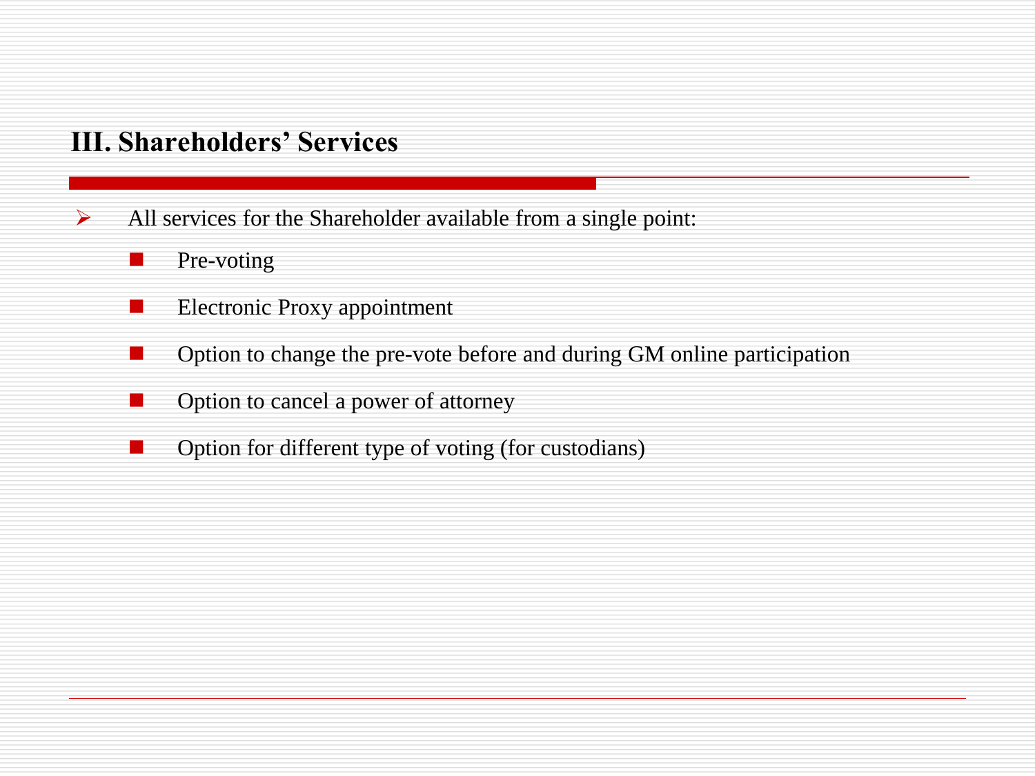## III. Shareholders’ Services

- All services for the Shareholder available from a single point:
  - Pre-voting
  - Electronic Proxy appointment
  - Option to change the pre-vote before and during GM online participation
  - Option to cancel a power of attorney
  - Option for different type of voting (for custodians)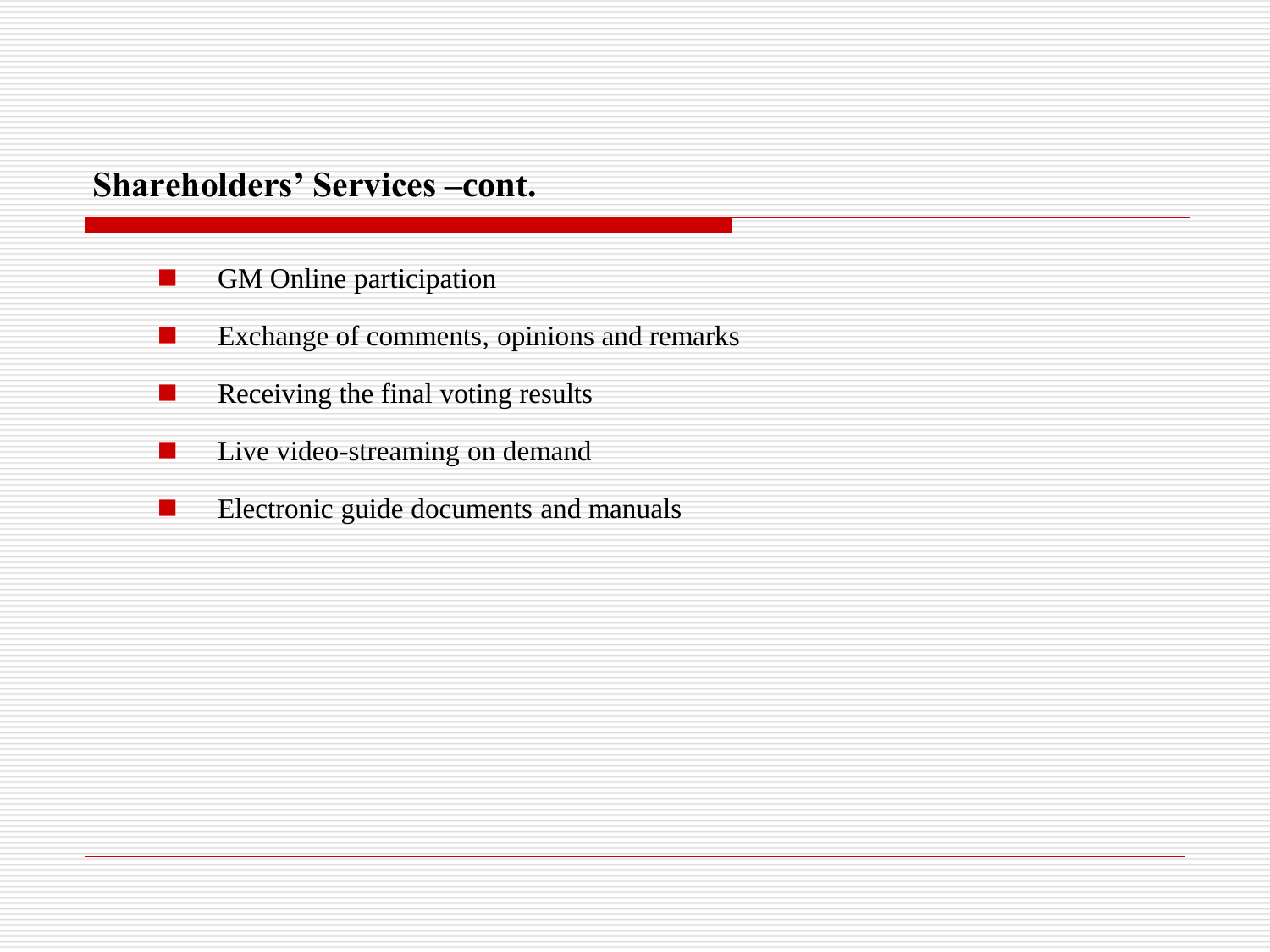## Shareholders' Services –cont.

- GM Online participation
- Exchange of comments, opinions and remarks
- Receiving the final voting results
- Live video-streaming on demand
- Electronic guide documents and manuals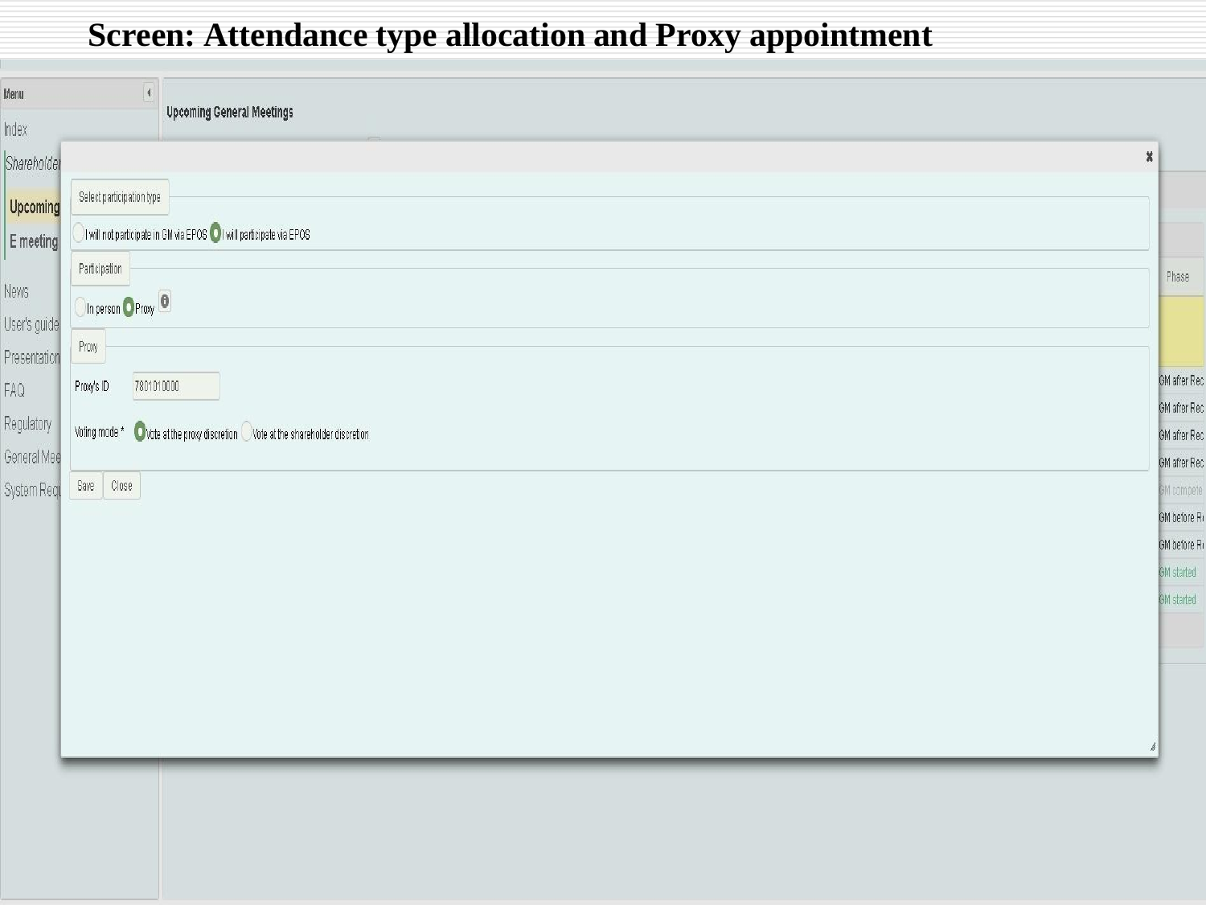# Screen: Attendance type allocation and Proxy appointment

Menu

Index

Shareholder

Upcoming

E meeting

News

User's guide

Presentation

FAQ

Regulatory

General Mee

System Req

Upcoming General Meetings

Select participation type

I will not participate in GM via EPOS | I will participate via EPOS

Participation

In person | Proxy

Proxy

Proxy's ID: 7801010000

Voting mode *: Vote at the proxy discretion | Vote at the shareholder discretion

Save | Close

| Phase |
| --- |
| |
| GM after Rec |
| GM after Rec |
| GM after Rec |
| GM after Rec |
| GM complete |
| GM before R |
| GM before R |
| GM started |
| GM started |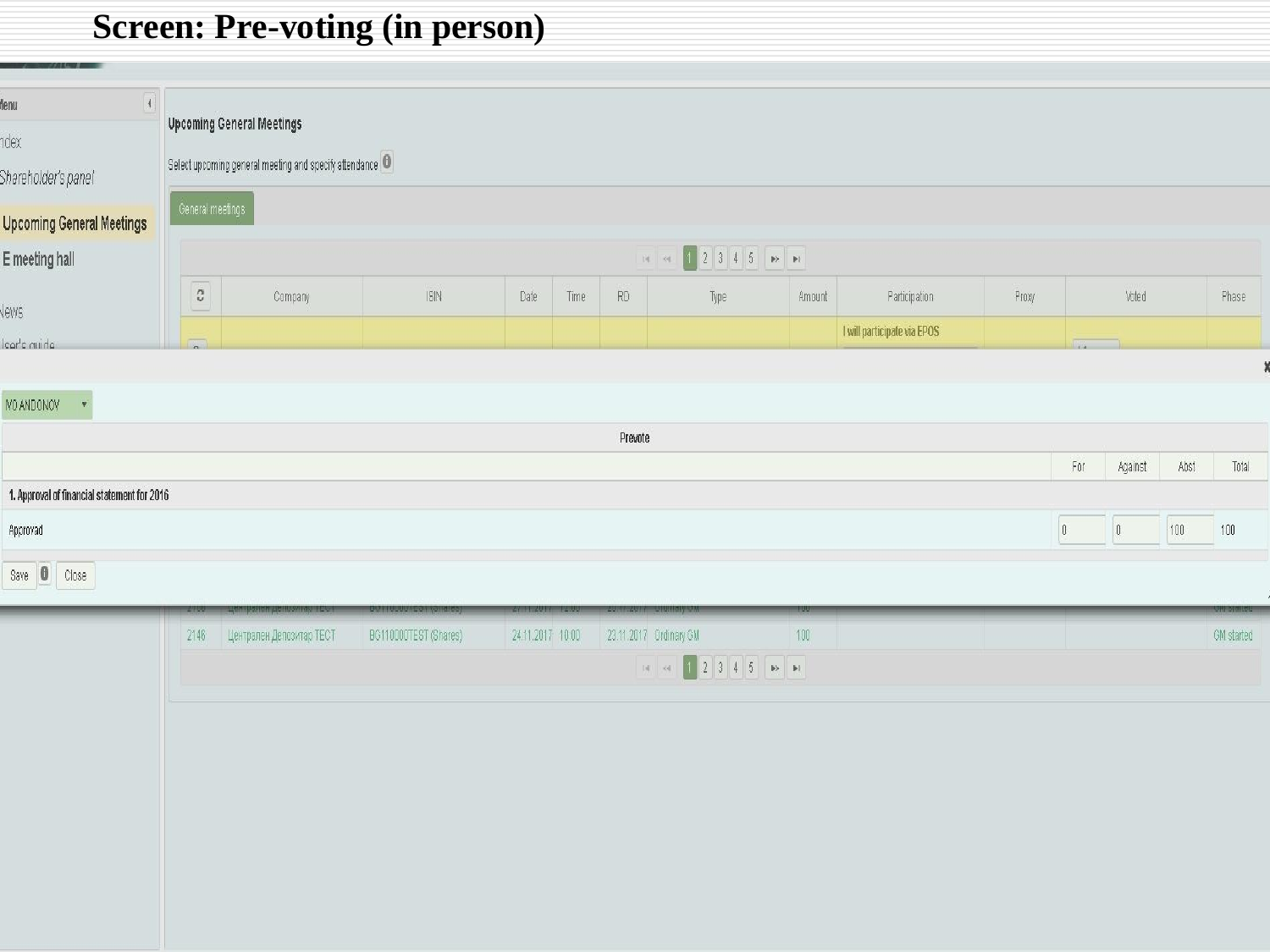# Screen: Pre-voting (in person)

Menu

Index

Shareholder's panel

Upcoming General Meetings

E meeting hall

News

User's guide

**Upcoming General Meetings**

Select upcoming general meeting and specify attendance

General meetings

| | Company | ISIN | Date | Time | RD | Type | Amount | Participation | Proxy | Voted | Phase |
|---|---|---|---|---|---|---|---|---|---|---|---|
| | | | | | | | | I will participate via EPOS | | | |
| 2146 | Централен Депозитар ТЕСТ | BG110000TEST (Shares) | 24.11.2017 | 10:00 | 23.11.2017 | Ordinary GM | 100 | | | | GM started |

IVO ANDONOV

| Prevote | For | Against | Abst | Total |
|---|---|---|---|---|
| **1. Approval of financial statement for 2016** | | | | |
| Approvad | 0 | 0 | 100 | 100 |

Save | Close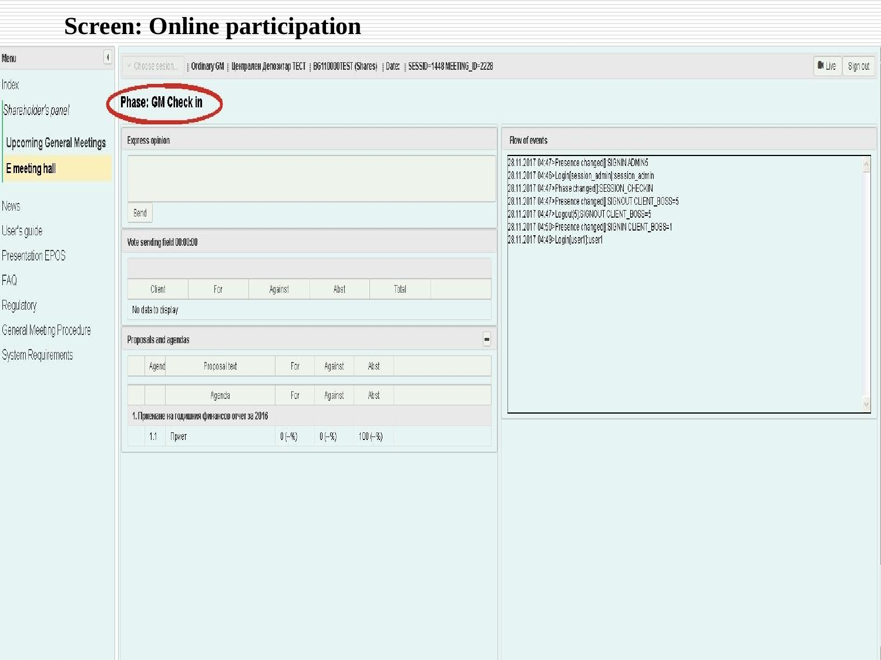# Screen: Online participation

Menu

- Index
- *Shareholder's panel*
  - Upcoming General Meetings
  - E meeting hall
- News
- User's guide
- Presentation EPOS
- FAQ
- Regulatory
- General Meeting Procedure
- System Requirements

Choose session... | Ordinary GM | Централен Депозитар ТЕСТ | BG110000TEST (Shares) | Date: | SESSID=1448 MEETING_ID=2228

Live | Sign out

**Phase: GM Check in**

Express opinion

Send

Vote sending field 00:00:00

| Client | For | Against | Abst | Total |
|---|---|---|---|---|
| No data to display | | | | |

Proposals and agendas

| | Agend | Proposal text | For | Against | Abst |
|---|---|---|---|---|---|

| | | Agenda | For | Against | Abst |
|---|---|---|---|---|---|
| 1. Приемане на годишния финансов отчет за 2016 | | | | | |
| | 1.1 | Приет | 0 (--%) | 0 (--%) | 100 (--%) |

Flow of events

28.11.2017 04:47>Presence changed[]:SIGNIN ADMIN5
28.11.2017 04:46>Login[session_admin]:session_admin
28.11.2017 04:47>Phase changed[]:SESSION_CHECKIN
28.11.2017 04:47>Presence changed[]:SIGNOUT CLIENT_BOSS=5
28.11.2017 04:47>Logout[5]:SIGNOUT CLIENT_BOSS=5
28.11.2017 04:50>Presence changed[]:SIGNIN CLIENT_BOSS=1
28.11.2017 04:49>Login[user1]:user1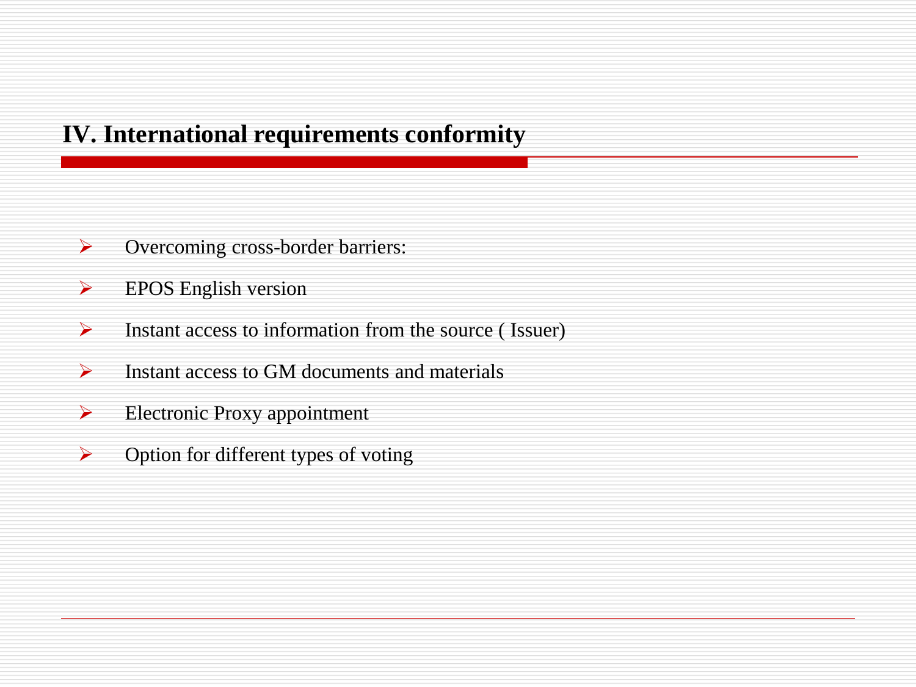# IV. International requirements conformity

- Overcoming cross-border barriers:
- EPOS English version
- Instant access to information from the source ( Issuer)
- Instant access to GM documents and materials
- Electronic Proxy appointment
- Option for different types of voting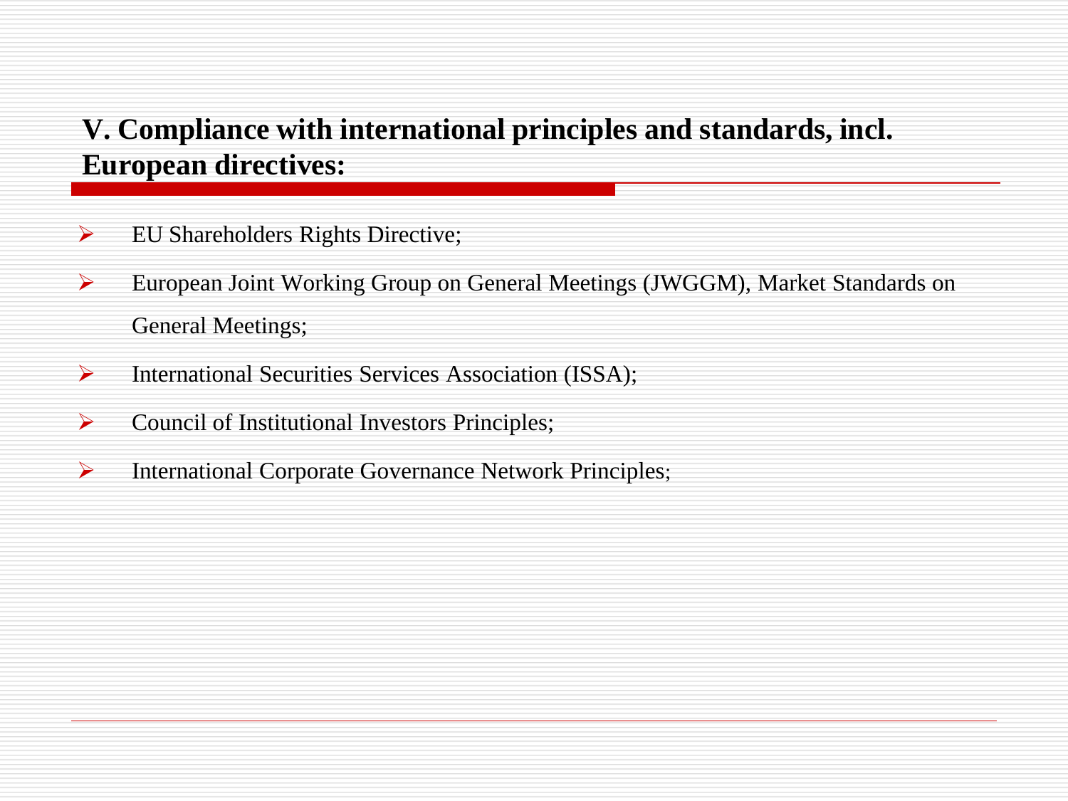## V. Compliance with international principles and standards, incl. European directives:

- EU Shareholders Rights Directive;
- European Joint Working Group on General Meetings (JWGGM), Market Standards on General Meetings;
- International Securities Services Association (ISSA);
- Council of Institutional Investors Principles;
- International Corporate Governance Network Principles;